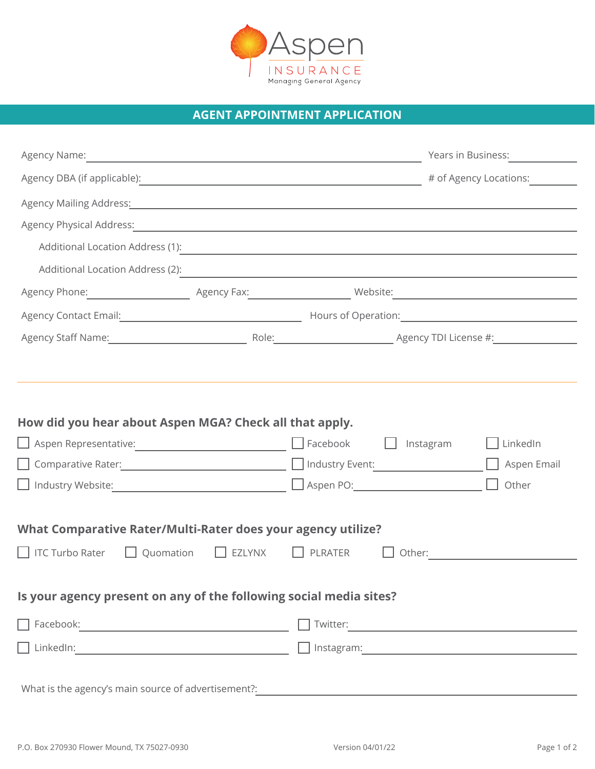Aspen INSURANCE Managing General Agency

# AGENT APPOINTMENT APPLICATION

Agency Name: ____________________ Years in Business: __________

Agency DBA (if applicable): ____________________ # of Agency Locations: __________

Agency Mailing Address: ____________________

Agency Physical Address: ____________________

Additional Location Address (1): ____________________

Additional Location Address (2): ____________________

Agency Phone: __________ Agency Fax: __________ Website: __________

Agency Contact Email: __________ Hours of Operation: __________

Agency Staff Name: __________ Role: __________ Agency TDI License #: __________

---

## How did you hear about Aspen MGA? Check all that apply.

- ☐ Aspen Representative: __________
- ☐ Facebook
- ☐ Instagram
- ☐ LinkedIn
- ☐ Comparative Rater: __________
- ☐ Industry Event: __________
- ☐ Aspen Email
- ☐ Industry Website: __________
- ☐ Aspen PO: __________
- ☐ Other

## What Comparative Rater/Multi-Rater does your agency utilize?

- ☐ ITC Turbo Rater
- ☐ Quomation
- ☐ EZLYNX
- ☐ PLRATER
- ☐ Other: __________

## Is your agency present on any of the following social media sites?

- ☐ Facebook: __________
- ☐ Twitter: __________
- ☐ LinkedIn: __________
- ☐ Instagram: __________

What is the agency's main source of advertisement?: __________

P.O. Box 270930 Flower Mound, TX 75027-0930

Version 04/01/22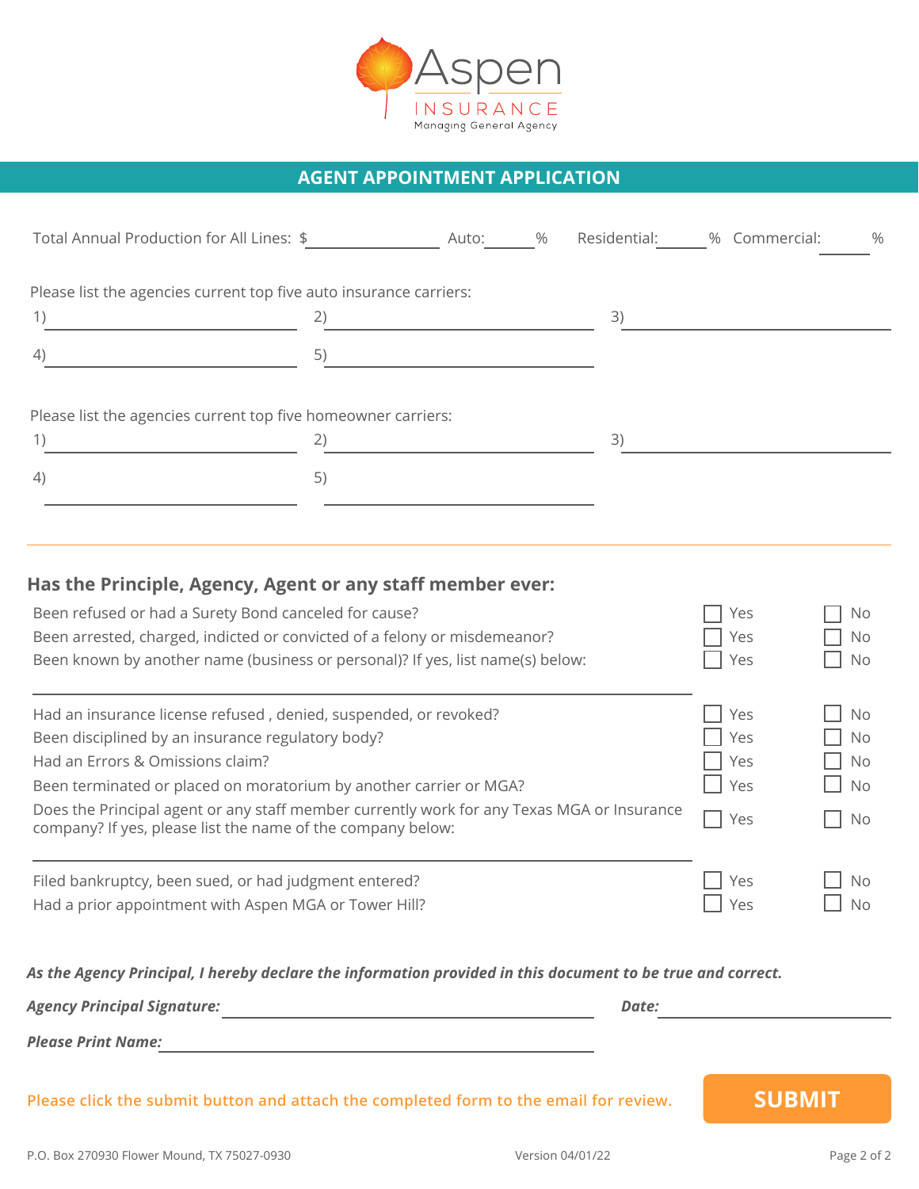Aspen INSURANCE Managing General Agency

## AGENT APPOINTMENT APPLICATION

Total Annual Production for All Lines: $__________ Auto:____% Residential:____% Commercial:____%

Please list the agencies current top five auto insurance carriers:

1) __________ 2) __________ 3) __________

4) __________ 5) __________

Please list the agencies current top five homeowner carriers:

1) __________ 2) __________ 3) __________

4) __________ 5) __________

### Has the Principle, Agency, Agent or any staff member ever:

| | | |
|---|---|---|
| Been refused or had a Surety Bond canceled for cause? | ☐ Yes | ☐ No |
| Been arrested, charged, indicted or convicted of a felony or misdemeanor? | ☐ Yes | ☐ No |
| Been known by another name (business or personal)? If yes, list name(s) below: | ☐ Yes | ☐ No |

__________

| | | |
|---|---|---|
| Had an insurance license refused , denied, suspended, or revoked? | ☐ Yes | ☐ No |
| Been disciplined by an insurance regulatory body? | ☐ Yes | ☐ No |
| Had an Errors & Omissions claim? | ☐ Yes | ☐ No |
| Been terminated or placed on moratorium by another carrier or MGA? | ☐ Yes | ☐ No |
| Does the Principal agent or any staff member currently work for any Texas MGA or Insurance company? If yes, please list the name of the company below: | ☐ Yes | ☐ No |

__________

| | | |
|---|---|---|
| Filed bankruptcy, been sued, or had judgment entered? | ☐ Yes | ☐ No |
| Had a prior appointment with Aspen MGA or Tower Hill? | ☐ Yes | ☐ No |

***As the Agency Principal, I hereby declare the information provided in this document to be true and correct.***

***Agency Principal Signature:*** __________ ***Date:*** __________

***Please Print Name:*** __________

Please click the submit button and attach the completed form to the email for review.

**SUBMIT**

P.O. Box 270930 Flower Mound, TX 75027-0930

Version 04/01/22